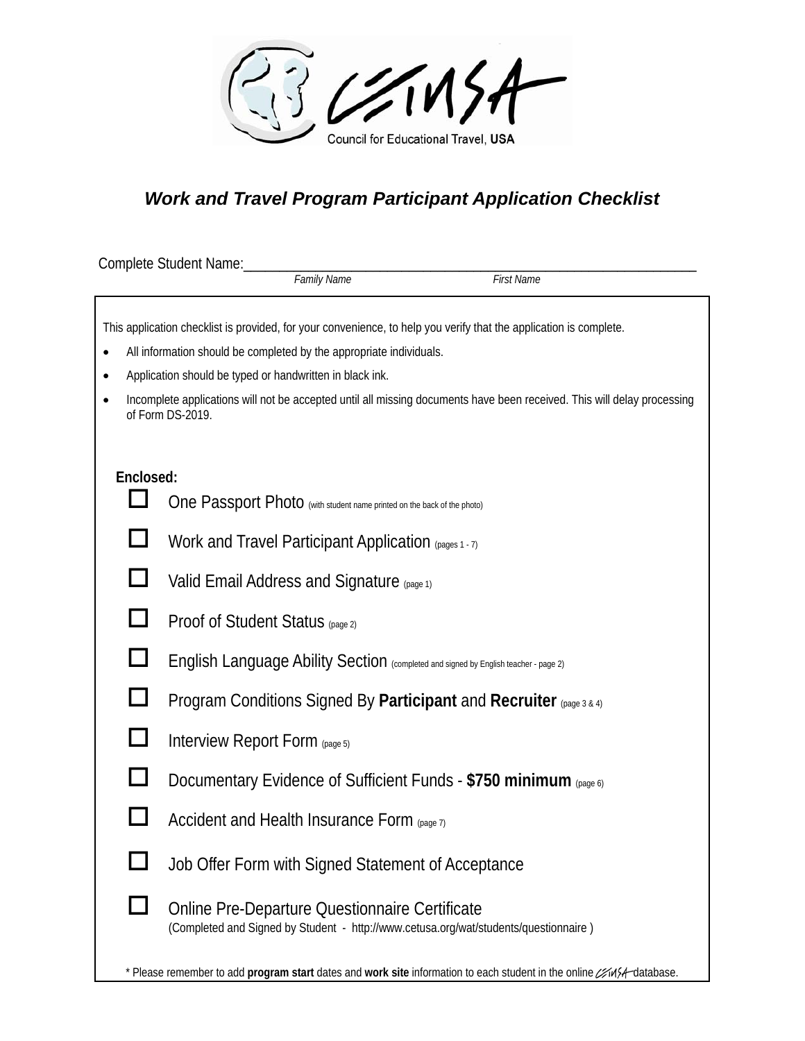CETUSA

Council for Educational Travel, USA

# *Work and Travel Program Participant Application Checklist*

Complete Student Name:______________________________________________
*Family Name* *First Name*

This application checklist is provided, for your convenience, to help you verify that the application is complete.

- All information should be completed by the appropriate individuals.
- Application should be typed or handwritten in black ink.
- Incomplete applications will not be accepted until all missing documents have been received. This will delay processing of Form DS-2019.

**Enclosed:**

- ☐ One Passport Photo (with student name printed on the back of the photo)
- ☐ Work and Travel Participant Application (pages 1 - 7)
- ☐ Valid Email Address and Signature (page 1)
- ☐ Proof of Student Status (page 2)
- ☐ English Language Ability Section (completed and signed by English teacher - page 2)
- ☐ Program Conditions Signed By **Participant** and **Recruiter** (page 3 & 4)
- ☐ Interview Report Form (page 5)
- ☐ Documentary Evidence of Sufficient Funds - **$750 minimum** (page 6)
- ☐ Accident and Health Insurance Form (page 7)
- ☐ Job Offer Form with Signed Statement of Acceptance
- ☐ Online Pre-Departure Questionnaire Certificate
  (Completed and Signed by Student - http://www.cetusa.org/wat/students/questionnaire )

\* Please remember to add **program start** dates and **work site** information to each student in the online CETUSA database.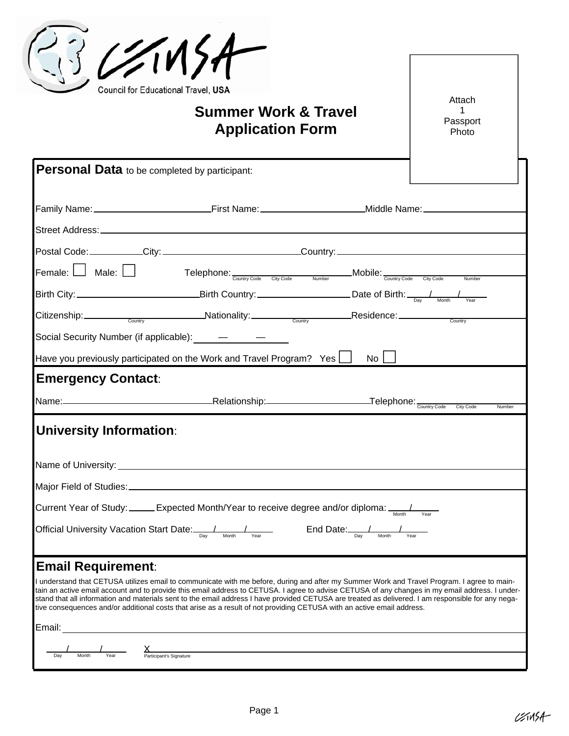Council for Educational Travel, USA

# Summer Work & Travel Application Form

Attach 1 Passport Photo

## Personal Data to be completed by participant:

Family Name: ____________ First Name: ____________ Middle Name: ____________

Street Address: ____________

Postal Code: ____________ City: ____________ Country: ____________

Female: ☐ Male: ☐ Telephone: ____________ (Country Code, City Code, Number) Mobile: ____________ (Country Code, City Code, Number)

Birth City: ____________ Birth Country: ____________ Date of Birth: ____/____/____ (Day, Month, Year)

Citizenship: ____________ (Country) Nationality: ____________ (Country) Residence: ____________ (Country)

Social Security Number (if applicable): _____ — _____ — _____

Have you previously participated on the Work and Travel Program? Yes ☐ No ☐

## Emergency Contact:

Name: ____________ Relationship: ____________ Telephone: ____________ (Country Code, City Code, Number)

## University Information:

Name of University: ____________

Major Field of Studies: ____________

Current Year of Study: _____ Expected Month/Year to receive degree and/or diploma: ____/____ (Month, Year)

Official University Vacation Start Date: ____/____/____ (Day, Month, Year) End Date: ____/____/____ (Day, Month, Year)

## Email Requirement:

I understand that CETUSA utilizes email to communicate with me before, during and after my Summer Work and Travel Program. I agree to maintain an active email account and to provide this email address to CETUSA. I agree to advise CETUSA of any changes in my email address. I understand that all information and materials sent to the email address I have provided CETUSA are treated as delivered. I am responsible for any negative consequences and/or additional costs that arise as a result of not providing CETUSA with an active email address.

Email: ____________

____/____/____ (Day, Month, Year) X ____________ Participant's Signature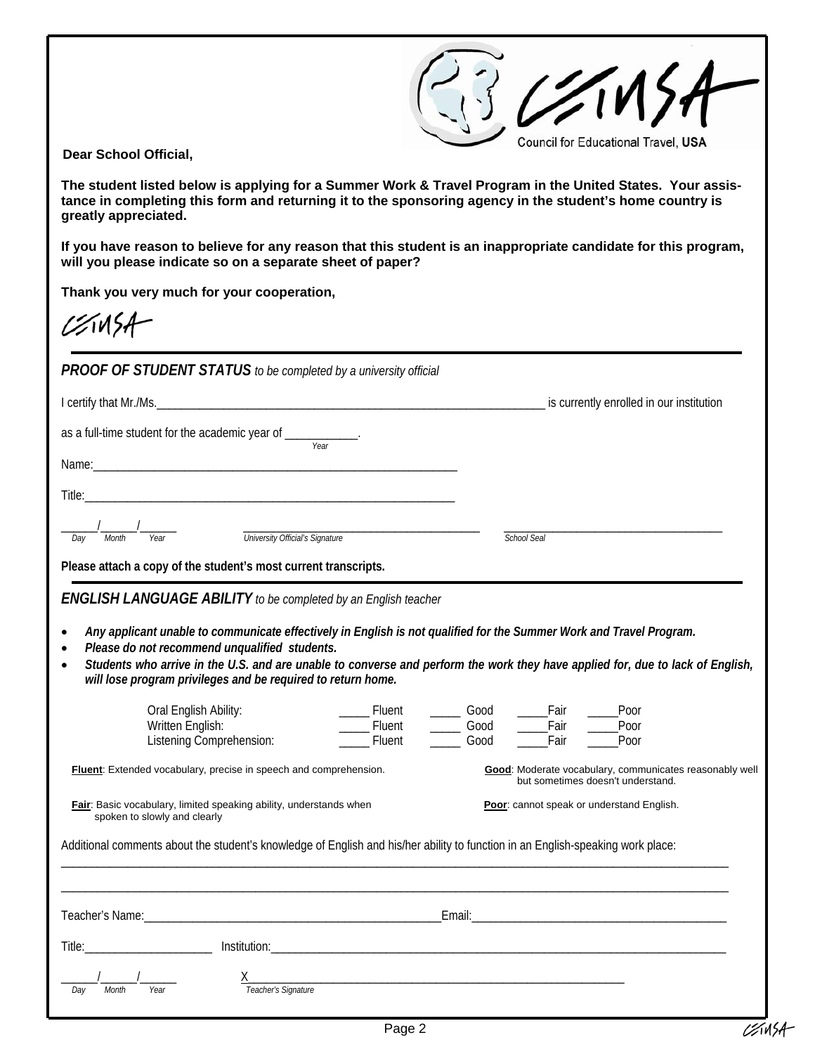Council for Educational Travel, USA

**Dear School Official,**

**The student listed below is applying for a Summer Work & Travel Program in the United States. Your assistance in completing this form and returning it to the sponsoring agency in the student's home country is greatly appreciated.**

**If you have reason to believe for any reason that this student is an inappropriate candidate for this program, will you please indicate so on a separate sheet of paper?**

**Thank you very much for your cooperation,**

CETUSA

## ***PROOF OF STUDENT STATUS*** *to be completed by a university official*

I certify that Mr./Ms.________________________________________________________________ is currently enrolled in our institution

as a full-time student for the academic year of ___________.
*Year*

Name:____________________________________________________________

Title:____________________________________________________________

_____/_____/_____ ________________________________________ ____________________________________
*Day Month Year* *University Official's Signature* *School Seal*

**Please attach a copy of the student's most current transcripts.**

## ***ENGLISH LANGUAGE ABILITY*** *to be completed by an English teacher*

- ***Any applicant unable to communicate effectively in English is not qualified for the Summer Work and Travel Program.***
- ***Please do not recommend unqualified students.***
- ***Students who arrive in the U.S. and are unable to converse and perform the work they have applied for, due to lack of English, will lose program privileges and be required to return home.***

| | | | | |
|---|---|---|---|---|
| Oral English Ability: | _____ Fluent | _____ Good | _____Fair | _____Poor |
| Written English: | _____ Fluent | _____ Good | _____Fair | _____Poor |
| Listening Comprehension: | _____ Fluent | _____ Good | _____Fair | _____Poor |

**Fluent**: Extended vocabulary, precise in speech and comprehension.

**Good**: Moderate vocabulary, communicates reasonably well but sometimes doesn't understand.

**Fair**: Basic vocabulary, limited speaking ability, understands when spoken to slowly and clearly

**Poor**: cannot speak or understand English.

Additional comments about the student's knowledge of English and his/her ability to function in an English-speaking work place:

______________________________________________________________________________________________________

______________________________________________________________________________________________________

Teacher's Name:_______________________________________________Email:_______________________________________

Title:____________________ Institution:________________________________________________________________________

_____/_____/_____ X___________________________________________________________
*Day Month Year* *Teacher's Signature*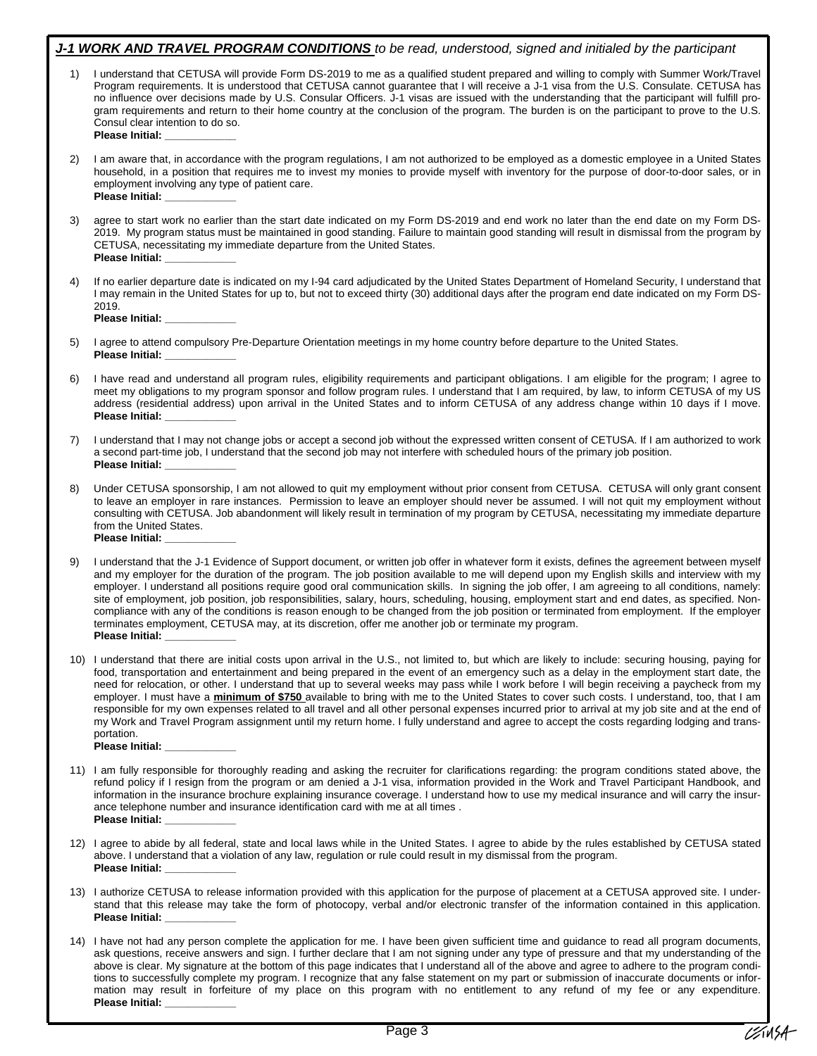***J-1 WORK AND TRAVEL PROGRAM CONDITIONS*** *to be read, understood, signed and initialed by the participant*

1) I understand that CETUSA will provide Form DS-2019 to me as a qualified student prepared and willing to comply with Summer Work/Travel Program requirements. It is understood that CETUSA cannot guarantee that I will receive a J-1 visa from the U.S. Consulate. CETUSA has no influence over decisions made by U.S. Consular Officers. J-1 visas are issued with the understanding that the participant will fulfill program requirements and return to their home country at the conclusion of the program. The burden is on the participant to prove to the U.S. Consul clear intention to do so.
**Please Initial: ____________**

2) I am aware that, in accordance with the program regulations, I am not authorized to be employed as a domestic employee in a United States household, in a position that requires me to invest my monies to provide myself with inventory for the purpose of door-to-door sales, or in employment involving any type of patient care.
**Please Initial: ____________**

3) agree to start work no earlier than the start date indicated on my Form DS-2019 and end work no later than the end date on my Form DS-2019. My program status must be maintained in good standing. Failure to maintain good standing will result in dismissal from the program by CETUSA, necessitating my immediate departure from the United States.
**Please Initial: ____________**

4) If no earlier departure date is indicated on my I-94 card adjudicated by the United States Department of Homeland Security, I understand that I may remain in the United States for up to, but not to exceed thirty (30) additional days after the program end date indicated on my Form DS-2019.
**Please Initial: ____________**

5) I agree to attend compulsory Pre-Departure Orientation meetings in my home country before departure to the United States.
**Please Initial: ____________**

6) I have read and understand all program rules, eligibility requirements and participant obligations. I am eligible for the program; I agree to meet my obligations to my program sponsor and follow program rules. I understand that I am required, by law, to inform CETUSA of my US address (residential address) upon arrival in the United States and to inform CETUSA of any address change within 10 days if I move.
**Please Initial: ____________**

7) I understand that I may not change jobs or accept a second job without the expressed written consent of CETUSA. If I am authorized to work a second part-time job, I understand that the second job may not interfere with scheduled hours of the primary job position.
**Please Initial: ____________**

8) Under CETUSA sponsorship, I am not allowed to quit my employment without prior consent from CETUSA. CETUSA will only grant consent to leave an employer in rare instances. Permission to leave an employer should never be assumed. I will not quit my employment without consulting with CETUSA. Job abandonment will likely result in termination of my program by CETUSA, necessitating my immediate departure from the United States.
**Please Initial: ____________**

9) I understand that the J-1 Evidence of Support document, or written job offer in whatever form it exists, defines the agreement between myself and my employer for the duration of the program. The job position available to me will depend upon my English skills and interview with my employer. I understand all positions require good oral communication skills. In signing the job offer, I am agreeing to all conditions, namely: site of employment, job position, job responsibilities, salary, hours, scheduling, housing, employment start and end dates, as specified. Non-compliance with any of the conditions is reason enough to be changed from the job position or terminated from employment. If the employer terminates employment, CETUSA may, at its discretion, offer me another job or terminate my program.
**Please Initial: ____________**

10) I understand that there are initial costs upon arrival in the U.S., not limited to, but which are likely to include: securing housing, paying for food, transportation and entertainment and being prepared in the event of an emergency such as a delay in the employment start date, the need for relocation, or other. I understand that up to several weeks may pass while I work before I will begin receiving a paycheck from my employer. I must have a **minimum of $750** available to bring with me to the United States to cover such costs. I understand, too, that I am responsible for my own expenses related to all travel and all other personal expenses incurred prior to arrival at my job site and at the end of my Work and Travel Program assignment until my return home. I fully understand and agree to accept the costs regarding lodging and transportation.
**Please Initial: ____________**

11) I am fully responsible for thoroughly reading and asking the recruiter for clarifications regarding: the program conditions stated above, the refund policy if I resign from the program or am denied a J-1 visa, information provided in the Work and Travel Participant Handbook, and information in the insurance brochure explaining insurance coverage. I understand how to use my medical insurance and will carry the insurance telephone number and insurance identification card with me at all times .
**Please Initial: ____________**

12) I agree to abide by all federal, state and local laws while in the United States. I agree to abide by the rules established by CETUSA stated above. I understand that a violation of any law, regulation or rule could result in my dismissal from the program.
**Please Initial: ____________**

13) I authorize CETUSA to release information provided with this application for the purpose of placement at a CETUSA approved site. I understand that this release may take the form of photocopy, verbal and/or electronic transfer of the information contained in this application.
**Please Initial: ____________**

14) I have not had any person complete the application for me. I have been given sufficient time and guidance to read all program documents, ask questions, receive answers and sign. I further declare that I am not signing under any type of pressure and that my understanding of the above is clear. My signature at the bottom of this page indicates that I understand all of the above and agree to adhere to the program conditions to successfully complete my program. I recognize that any false statement on my part or submission of inaccurate documents or information may result in forfeiture of my place on this program with no entitlement to any refund of my fee or any expenditure.
**Please Initial: ____________**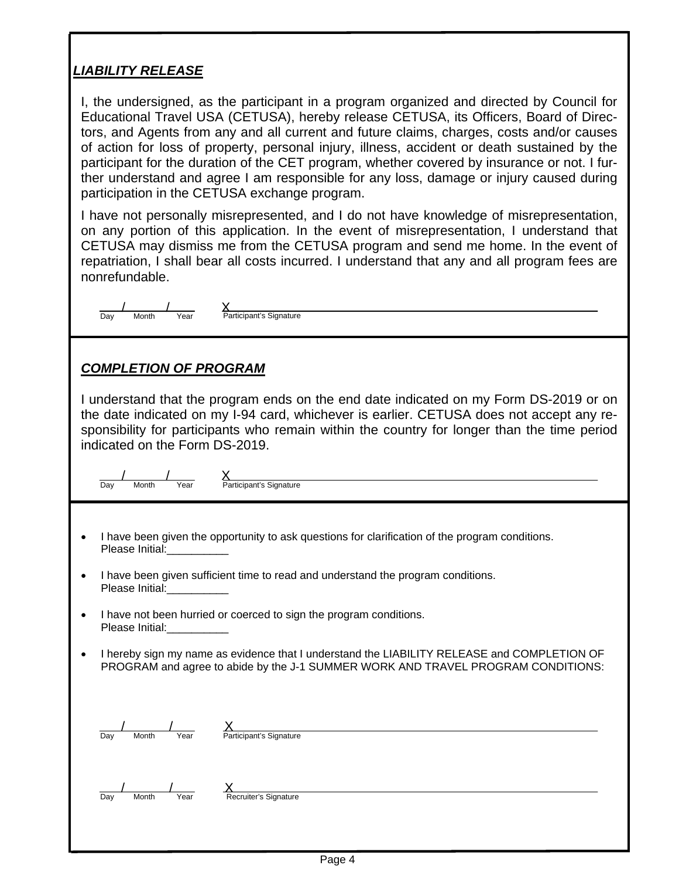## *LIABILITY RELEASE*

I, the undersigned, as the participant in a program organized and directed by Council for Educational Travel USA (CETUSA), hereby release CETUSA, its Officers, Board of Directors, and Agents from any and all current and future claims, charges, costs and/or causes of action for loss of property, personal injury, illness, accident or death sustained by the participant for the duration of the CET program, whether covered by insurance or not. I further understand and agree I am responsible for any loss, damage or injury caused during participation in the CETUSA exchange program.

I have not personally misrepresented, and I do not have knowledge of misrepresentation, on any portion of this application. In the event of misrepresentation, I understand that CETUSA may dismiss me from the CETUSA program and send me home. In the event of repatriation, I shall bear all costs incurred. I understand that any and all program fees are nonrefundable.

____/____/____ X______________________________
Day Month Year Participant's Signature

## *COMPLETION OF PROGRAM*

I understand that the program ends on the end date indicated on my Form DS-2019 or on the date indicated on my I-94 card, whichever is earlier. CETUSA does not accept any responsibility for participants who remain within the country for longer than the time period indicated on the Form DS-2019.

____/____/____ X______________________________
Day Month Year Participant's Signature

- I have been given the opportunity to ask questions for clarification of the program conditions.
  Please Initial:__________
- I have been given sufficient time to read and understand the program conditions.
  Please Initial:__________
- I have not been hurried or coerced to sign the program conditions.
  Please Initial:__________
- I hereby sign my name as evidence that I understand the LIABILITY RELEASE and COMPLETION OF PROGRAM and agree to abide by the J-1 SUMMER WORK AND TRAVEL PROGRAM CONDITIONS:

____/____/____ X______________________________
Day Month Year Participant's Signature

____/____/____ X______________________________
Day Month Year Recruiter's Signature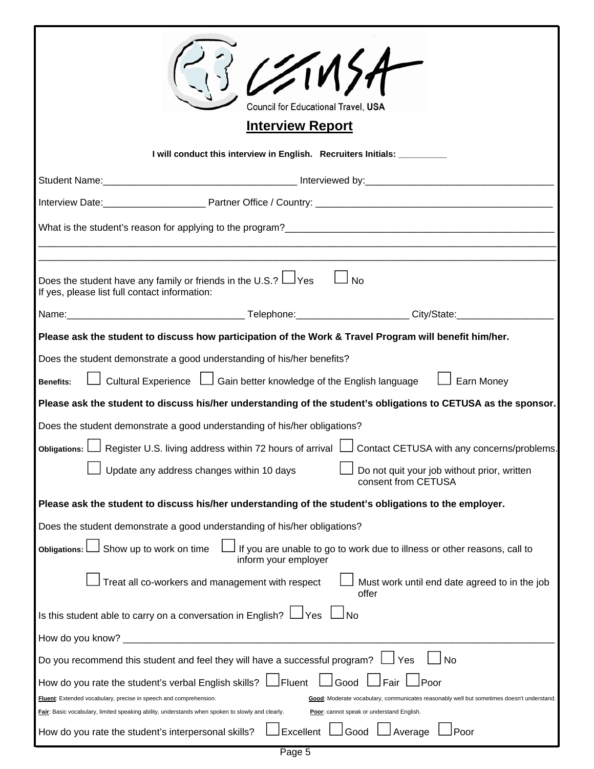CETUSA

Council for Educational Travel, USA

## Interview Report

**I will conduct this interview in English. Recruiters Initials: __________**

Student Name:___________________________________ Interviewed by:_________________________________

Interview Date:__________________ Partner Office / Country: ___________________________________________

What is the student's reason for applying to the program?__________________________________________________

______________________________________________________________________________________________

______________________________________________________________________________________________

Does the student have any family or friends in the U.S.? ☐ Yes ☐ No
If yes, please list full contact information:

Name:________________________________ Telephone:____________________ City/State:_________________

**Please ask the student to discuss how participation of the Work & Travel Program will benefit him/her.**

Does the student demonstrate a good understanding of his/her benefits?

**Benefits:** ☐ Cultural Experience ☐ Gain better knowledge of the English language ☐ Earn Money

**Please ask the student to discuss his/her understanding of the student's obligations to CETUSA as the sponsor.**

Does the student demonstrate a good understanding of his/her obligations?

**Obligations:** ☐ Register U.S. living address within 72 hours of arrival ☐ Contact CETUSA with any concerns/problems.

☐ Update any address changes within 10 days ☐ Do not quit your job without prior, written consent from CETUSA

**Please ask the student to discuss his/her understanding of the student's obligations to the employer.**

Does the student demonstrate a good understanding of his/her obligations?

**Obligations:** ☐ Show up to work on time ☐ If you are unable to go to work due to illness or other reasons, call to inform your employer

☐ Treat all co-workers and management with respect ☐ Must work until end date agreed to in the job offer

Is this student able to carry on a conversation in English? ☐ Yes ☐ No

How do you know? ___________________________________________________________________________

Do you recommend this student and feel they will have a successful program? ☐ Yes ☐ No

How do you rate the student's verbal English skills? ☐ Fluent ☐ Good ☐ Fair ☐ Poor

**Fluent**: Extended vocabulary, precise in speech and comprehension. **Good**: Moderate vocabulary, communicates reasonably well but sometimes doesn't understand.
**Fair**: Basic vocabulary, limited speaking ability, understands when spoken to slowly and clearly. **Poor**: cannot speak or understand English.

How do you rate the student's interpersonal skills? ☐ Excellent ☐ Good ☐ Average ☐ Poor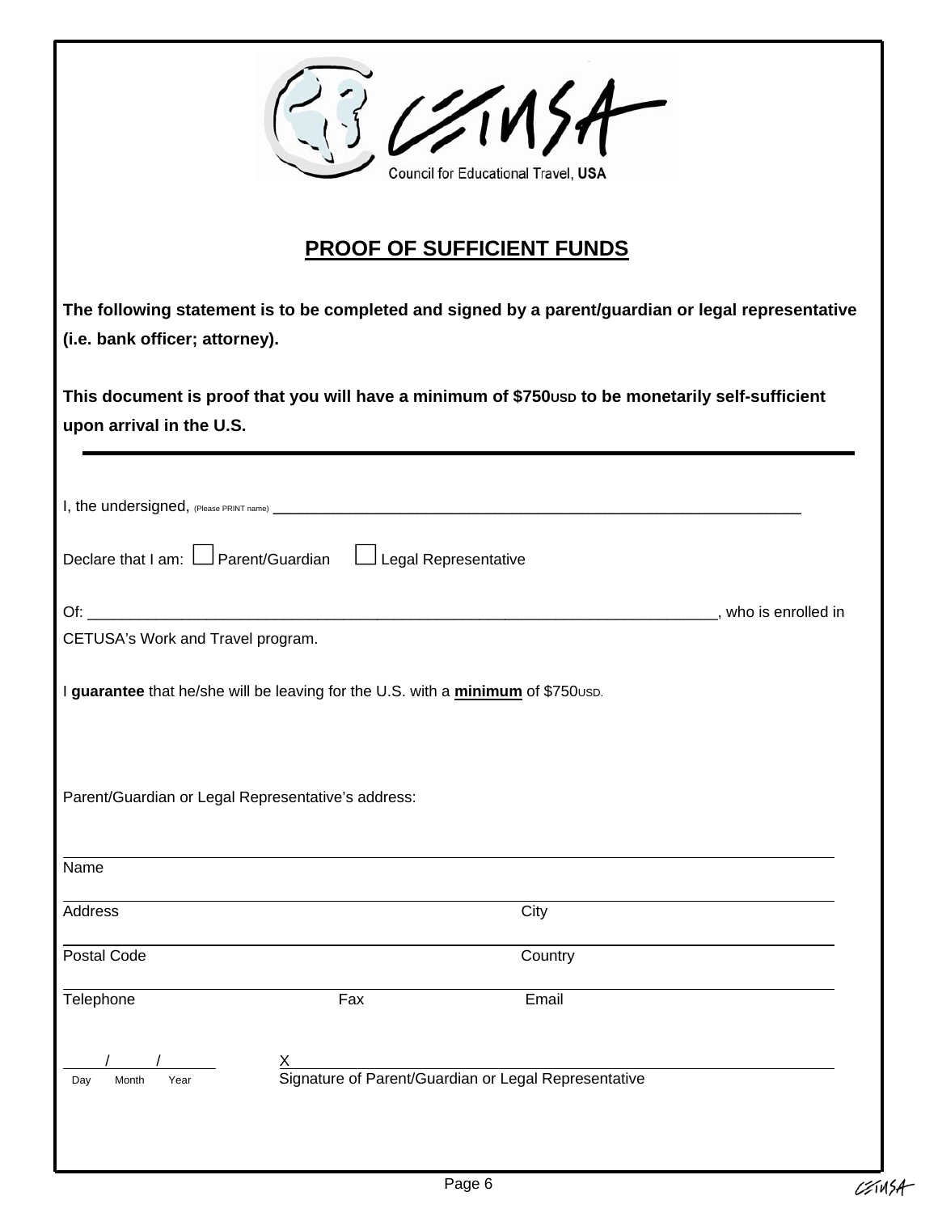CETUSA
Council for Educational Travel, USA

# PROOF OF SUFFICIENT FUNDS

**The following statement is to be completed and signed by a parent/guardian or legal representative (i.e. bank officer; attorney).**

**This document is proof that you will have a minimum of $750USD to be monetarily self-sufficient upon arrival in the U.S.**

---

I, the undersigned, (Please PRINT name) ______________________________________________

Declare that I am: ☐ Parent/Guardian ☐ Legal Representative

Of: ______________________________________________, who is enrolled in CETUSA's Work and Travel program.

I **guarantee** that he/she will be leaving for the U.S. with a **minimum** of $750USD.

Parent/Guardian or Legal Representative's address:

Name ______________________________________________

Address ______________________ City ______________________

Postal Code ______________________ Country ______________________

Telephone ______________ Fax ______________ Email ______________

____/____/____ Day Month Year

X ______________________________________________
Signature of Parent/Guardian or Legal Representative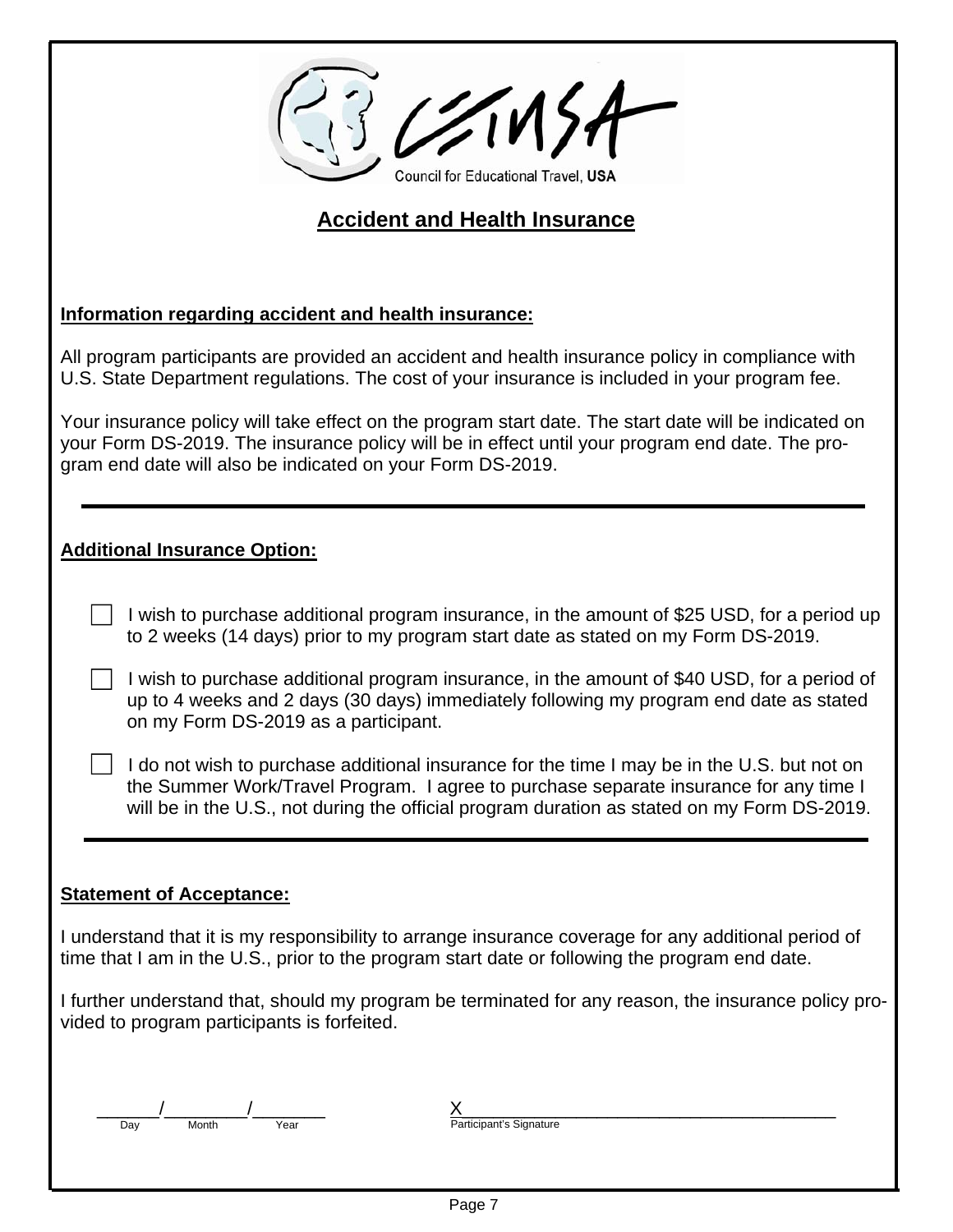Council for Educational Travel, USA

# Accident and Health Insurance

**Information regarding accident and health insurance:**

All program participants are provided an accident and health insurance policy in compliance with U.S. State Department regulations. The cost of your insurance is included in your program fee.

Your insurance policy will take effect on the program start date. The start date will be indicated on your Form DS-2019. The insurance policy will be in effect until your program end date. The program end date will also be indicated on your Form DS-2019.

---

**Additional Insurance Option:**

- ☐ I wish to purchase additional program insurance, in the amount of $25 USD, for a period up to 2 weeks (14 days) prior to my program start date as stated on my Form DS-2019.
- ☐ I wish to purchase additional program insurance, in the amount of $40 USD, for a period of up to 4 weeks and 2 days (30 days) immediately following my program end date as stated on my Form DS-2019 as a participant.
- ☐ I do not wish to purchase additional insurance for the time I may be in the U.S. but not on the Summer Work/Travel Program. I agree to purchase separate insurance for any time I will be in the U.S., not during the official program duration as stated on my Form DS-2019.

---

**Statement of Acceptance:**

I understand that it is my responsibility to arrange insurance coverage for any additional period of time that I am in the U.S., prior to the program start date or following the program end date.

I further understand that, should my program be terminated for any reason, the insurance policy provided to program participants is forfeited.

_______/_________/________
Day Month Year

X________________________________________
Participant's Signature